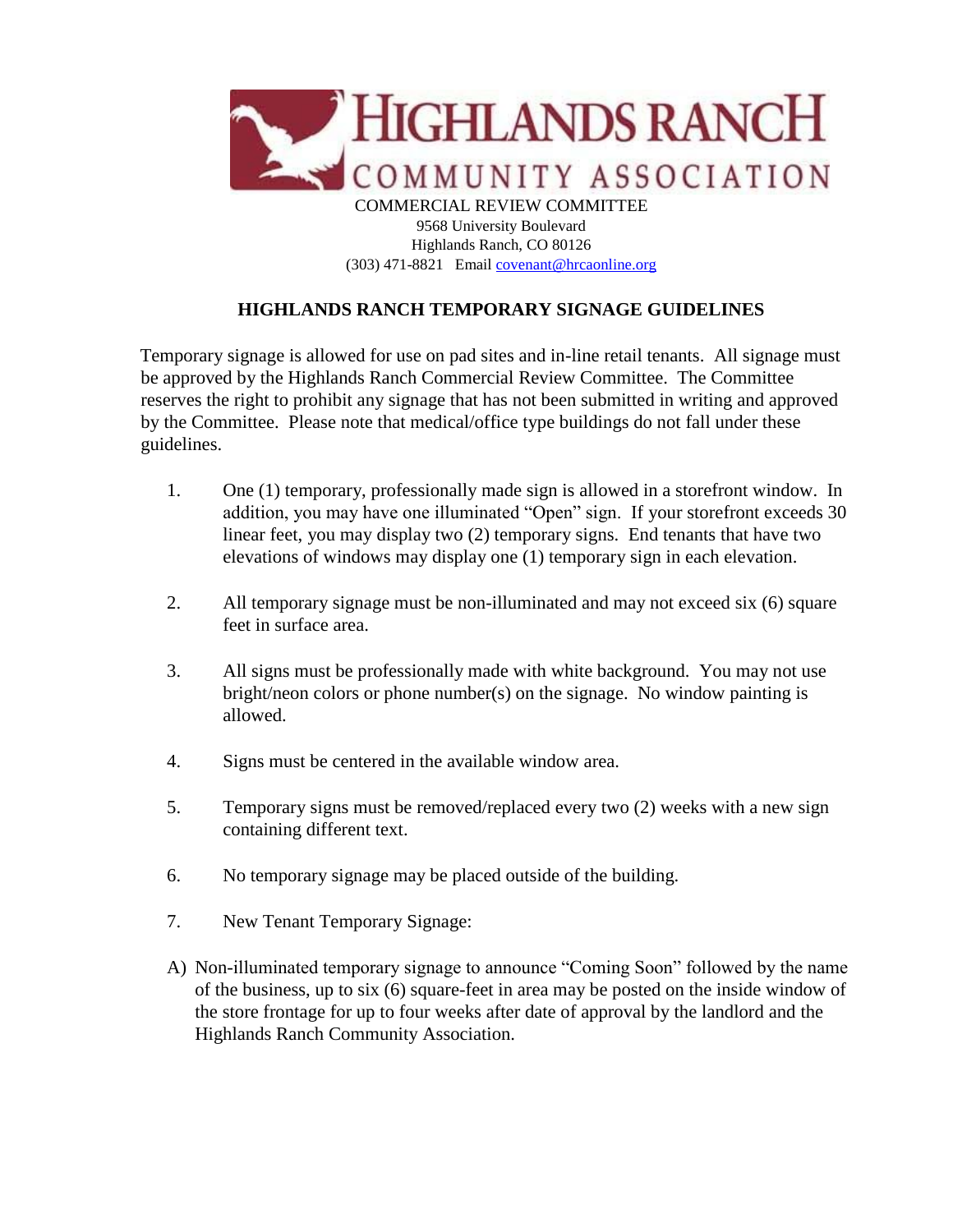# HIGHLANDS RANCH COMMUNITY ASSOCIATION

COMMERCIAL REVIEW COMMITTEE
9568 University Boulevard
Highlands Ranch, CO 80126
(303) 471-8821   Email covenant@hrcaonline.org

## HIGHLANDS RANCH TEMPORARY SIGNAGE GUIDELINES

Temporary signage is allowed for use on pad sites and in-line retail tenants. All signage must be approved by the Highlands Ranch Commercial Review Committee. The Committee reserves the right to prohibit any signage that has not been submitted in writing and approved by the Committee. Please note that medical/office type buildings do not fall under these guidelines.

1. One (1) temporary, professionally made sign is allowed in a storefront window. In addition, you may have one illuminated "Open" sign. If your storefront exceeds 30 linear feet, you may display two (2) temporary signs. End tenants that have two elevations of windows may display one (1) temporary sign in each elevation.

2. All temporary signage must be non-illuminated and may not exceed six (6) square feet in surface area.

3. All signs must be professionally made with white background. You may not use bright/neon colors or phone number(s) on the signage. No window painting is allowed.

4. Signs must be centered in the available window area.

5. Temporary signs must be removed/replaced every two (2) weeks with a new sign containing different text.

6. No temporary signage may be placed outside of the building.

7. New Tenant Temporary Signage:

A) Non-illuminated temporary signage to announce "Coming Soon" followed by the name of the business, up to six (6) square-feet in area may be posted on the inside window of the store frontage for up to four weeks after date of approval by the landlord and the Highlands Ranch Community Association.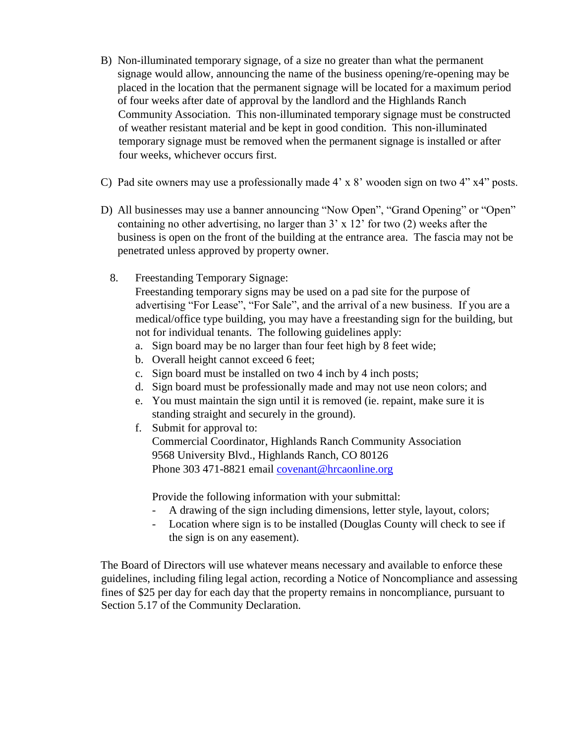B) Non-illuminated temporary signage, of a size no greater than what the permanent signage would allow, announcing the name of the business opening/re-opening may be placed in the location that the permanent signage will be located for a maximum period of four weeks after date of approval by the landlord and the Highlands Ranch Community Association. This non-illuminated temporary signage must be constructed of weather resistant material and be kept in good condition. This non-illuminated temporary signage must be removed when the permanent signage is installed or after four weeks, whichever occurs first.

C) Pad site owners may use a professionally made 4' x 8' wooden sign on two 4" x4" posts.

D) All businesses may use a banner announcing "Now Open", "Grand Opening" or "Open" containing no other advertising, no larger than 3' x 12' for two (2) weeks after the business is open on the front of the building at the entrance area. The fascia may not be penetrated unless approved by property owner.

8. Freestanding Temporary Signage:
   Freestanding temporary signs may be used on a pad site for the purpose of advertising "For Lease", "For Sale", and the arrival of a new business. If you are a medical/office type building, you may have a freestanding sign for the building, but not for individual tenants. The following guidelines apply:
   a. Sign board may be no larger than four feet high by 8 feet wide;
   b. Overall height cannot exceed 6 feet;
   c. Sign board must be installed on two 4 inch by 4 inch posts;
   d. Sign board must be professionally made and may not use neon colors; and
   e. You must maintain the sign until it is removed (ie. repaint, make sure it is standing straight and securely in the ground).
   f. Submit for approval to:
      Commercial Coordinator, Highlands Ranch Community Association
      9568 University Blvd., Highlands Ranch, CO 80126
      Phone 303 471-8821 email covenant@hrcaonline.org

      Provide the following information with your submittal:
      - A drawing of the sign including dimensions, letter style, layout, colors;
      - Location where sign is to be installed (Douglas County will check to see if the sign is on any easement).

The Board of Directors will use whatever means necessary and available to enforce these guidelines, including filing legal action, recording a Notice of Noncompliance and assessing fines of $25 per day for each day that the property remains in noncompliance, pursuant to Section 5.17 of the Community Declaration.